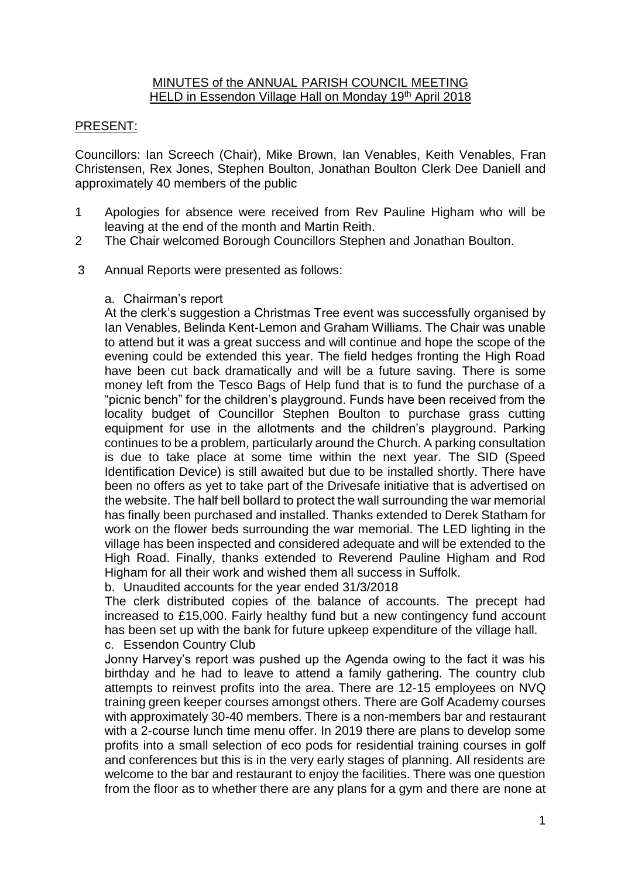MINUTES of the ANNUAL PARISH COUNCIL MEETING
HELD in Essendon Village Hall on Monday 19th April 2018

PRESENT:

Councillors: Ian Screech (Chair), Mike Brown, Ian Venables, Keith Venables, Fran Christensen, Rex Jones, Stephen Boulton, Jonathan Boulton Clerk Dee Daniell and approximately 40 members of the public

1 Apologies for absence were received from Rev Pauline Higham who will be leaving at the end of the month and Martin Reith.
2 The Chair welcomed Borough Councillors Stephen and Jonathan Boulton.
3 Annual Reports were presented as follows:

a. Chairman's report
At the clerk's suggestion a Christmas Tree event was successfully organised by Ian Venables, Belinda Kent-Lemon and Graham Williams. The Chair was unable to attend but it was a great success and will continue and hope the scope of the evening could be extended this year. The field hedges fronting the High Road have been cut back dramatically and will be a future saving. There is some money left from the Tesco Bags of Help fund that is to fund the purchase of a "picnic bench" for the children's playground. Funds have been received from the locality budget of Councillor Stephen Boulton to purchase grass cutting equipment for use in the allotments and the children's playground. Parking continues to be a problem, particularly around the Church. A parking consultation is due to take place at some time within the next year. The SID (Speed Identification Device) is still awaited but due to be installed shortly. There have been no offers as yet to take part of the Drivesafe initiative that is advertised on the website. The half bell bollard to protect the wall surrounding the war memorial has finally been purchased and installed. Thanks extended to Derek Statham for work on the flower beds surrounding the war memorial. The LED lighting in the village has been inspected and considered adequate and will be extended to the High Road. Finally, thanks extended to Reverend Pauline Higham and Rod Higham for all their work and wished them all success in Suffolk.

b. Unaudited accounts for the year ended 31/3/2018
The clerk distributed copies of the balance of accounts. The precept had increased to £15,000. Fairly healthy fund but a new contingency fund account has been set up with the bank for future upkeep expenditure of the village hall.

c. Essendon Country Club
Jonny Harvey's report was pushed up the Agenda owing to the fact it was his birthday and he had to leave to attend a family gathering. The country club attempts to reinvest profits into the area. There are 12-15 employees on NVQ training green keeper courses amongst others. There are Golf Academy courses with approximately 30-40 members. There is a non-members bar and restaurant with a 2-course lunch time menu offer. In 2019 there are plans to develop some profits into a small selection of eco pods for residential training courses in golf and conferences but this is in the very early stages of planning. All residents are welcome to the bar and restaurant to enjoy the facilities. There was one question from the floor as to whether there are any plans for a gym and there are none at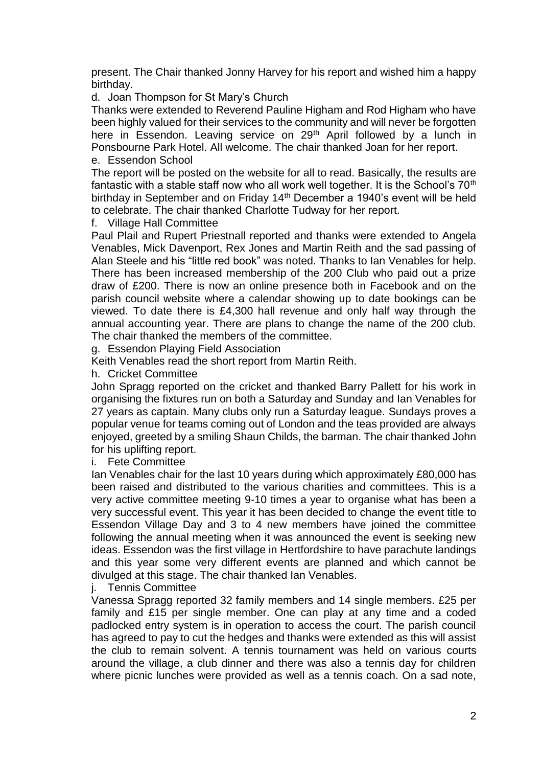present. The Chair thanked Jonny Harvey for his report and wished him a happy birthday.

d. Joan Thompson for St Mary's Church

Thanks were extended to Reverend Pauline Higham and Rod Higham who have been highly valued for their services to the community and will never be forgotten here in Essendon. Leaving service on 29th April followed by a lunch in Ponsbourne Park Hotel. All welcome. The chair thanked Joan for her report.

e. Essendon School

The report will be posted on the website for all to read. Basically, the results are fantastic with a stable staff now who all work well together. It is the School's 70th birthday in September and on Friday 14th December a 1940's event will be held to celebrate. The chair thanked Charlotte Tudway for her report.

f. Village Hall Committee

Paul Plail and Rupert Priestnall reported and thanks were extended to Angela Venables, Mick Davenport, Rex Jones and Martin Reith and the sad passing of Alan Steele and his "little red book" was noted. Thanks to Ian Venables for help. There has been increased membership of the 200 Club who paid out a prize draw of £200. There is now an online presence both in Facebook and on the parish council website where a calendar showing up to date bookings can be viewed. To date there is £4,300 hall revenue and only half way through the annual accounting year. There are plans to change the name of the 200 club. The chair thanked the members of the committee.

g. Essendon Playing Field Association

Keith Venables read the short report from Martin Reith.

h. Cricket Committee

John Spragg reported on the cricket and thanked Barry Pallett for his work in organising the fixtures run on both a Saturday and Sunday and Ian Venables for 27 years as captain. Many clubs only run a Saturday league. Sundays proves a popular venue for teams coming out of London and the teas provided are always enjoyed, greeted by a smiling Shaun Childs, the barman. The chair thanked John for his uplifting report.

i. Fete Committee

Ian Venables chair for the last 10 years during which approximately £80,000 has been raised and distributed to the various charities and committees. This is a very active committee meeting 9-10 times a year to organise what has been a very successful event. This year it has been decided to change the event title to Essendon Village Day and 3 to 4 new members have joined the committee following the annual meeting when it was announced the event is seeking new ideas. Essendon was the first village in Hertfordshire to have parachute landings and this year some very different events are planned and which cannot be divulged at this stage. The chair thanked Ian Venables.

j. Tennis Committee

Vanessa Spragg reported 32 family members and 14 single members. £25 per family and £15 per single member. One can play at any time and a coded padlocked entry system is in operation to access the court. The parish council has agreed to pay to cut the hedges and thanks were extended as this will assist the club to remain solvent. A tennis tournament was held on various courts around the village, a club dinner and there was also a tennis day for children where picnic lunches were provided as well as a tennis coach. On a sad note,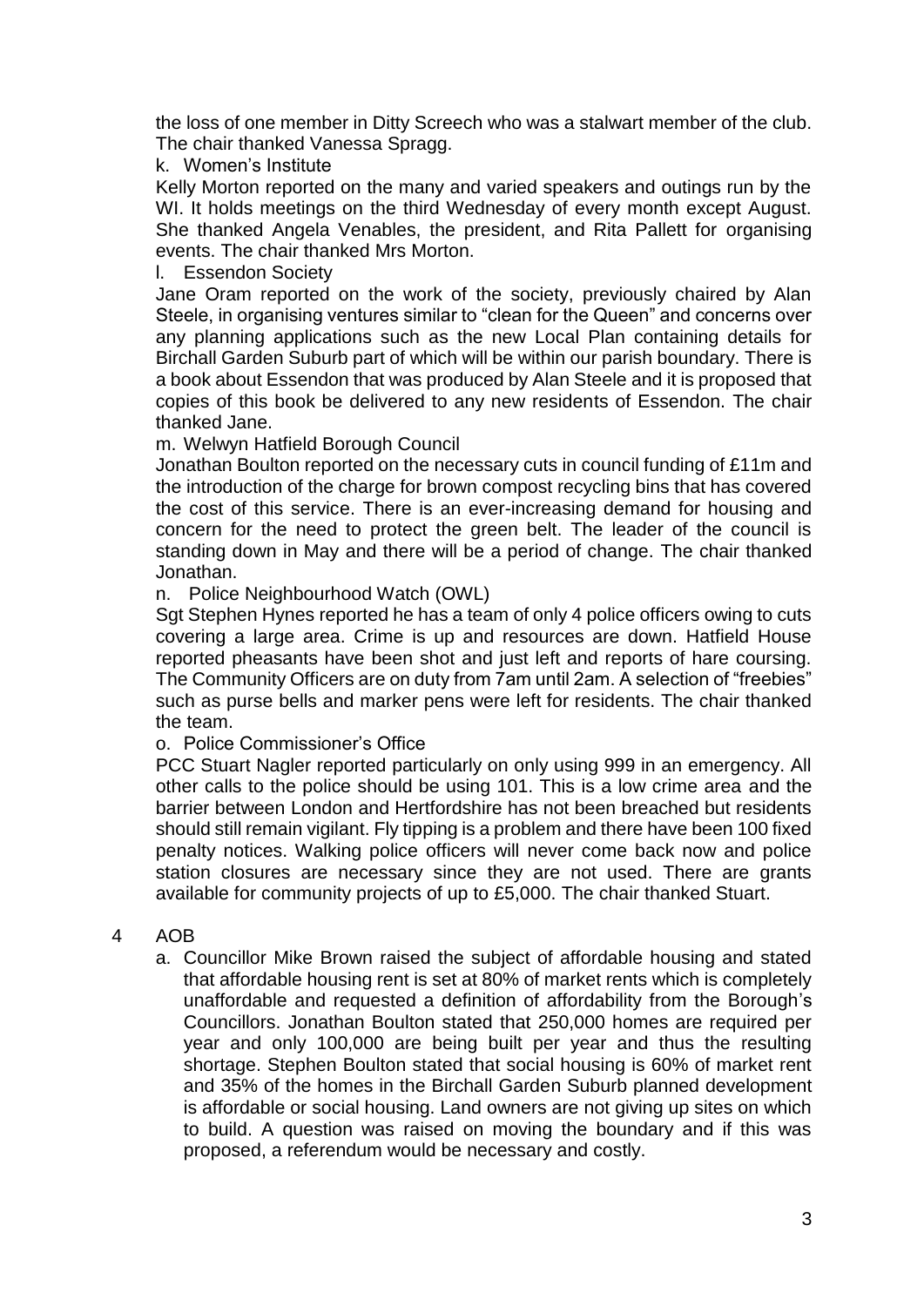the loss of one member in Ditty Screech who was a stalwart member of the club. The chair thanked Vanessa Spragg.

k. Women's Institute

Kelly Morton reported on the many and varied speakers and outings run by the WI. It holds meetings on the third Wednesday of every month except August. She thanked Angela Venables, the president, and Rita Pallett for organising events. The chair thanked Mrs Morton.

l. Essendon Society

Jane Oram reported on the work of the society, previously chaired by Alan Steele, in organising ventures similar to "clean for the Queen" and concerns over any planning applications such as the new Local Plan containing details for Birchall Garden Suburb part of which will be within our parish boundary. There is a book about Essendon that was produced by Alan Steele and it is proposed that copies of this book be delivered to any new residents of Essendon. The chair thanked Jane.

m. Welwyn Hatfield Borough Council

Jonathan Boulton reported on the necessary cuts in council funding of £11m and the introduction of the charge for brown compost recycling bins that has covered the cost of this service. There is an ever-increasing demand for housing and concern for the need to protect the green belt. The leader of the council is standing down in May and there will be a period of change. The chair thanked Jonathan.

n. Police Neighbourhood Watch (OWL)

Sgt Stephen Hynes reported he has a team of only 4 police officers owing to cuts covering a large area. Crime is up and resources are down. Hatfield House reported pheasants have been shot and just left and reports of hare coursing. The Community Officers are on duty from 7am until 2am. A selection of "freebies" such as purse bells and marker pens were left for residents. The chair thanked the team.

o. Police Commissioner's Office

PCC Stuart Nagler reported particularly on only using 999 in an emergency. All other calls to the police should be using 101. This is a low crime area and the barrier between London and Hertfordshire has not been breached but residents should still remain vigilant. Fly tipping is a problem and there have been 100 fixed penalty notices. Walking police officers will never come back now and police station closures are necessary since they are not used. There are grants available for community projects of up to £5,000. The chair thanked Stuart.

4 AOB

a. Councillor Mike Brown raised the subject of affordable housing and stated that affordable housing rent is set at 80% of market rents which is completely unaffordable and requested a definition of affordability from the Borough's Councillors. Jonathan Boulton stated that 250,000 homes are required per year and only 100,000 are being built per year and thus the resulting shortage. Stephen Boulton stated that social housing is 60% of market rent and 35% of the homes in the Birchall Garden Suburb planned development is affordable or social housing. Land owners are not giving up sites on which to build. A question was raised on moving the boundary and if this was proposed, a referendum would be necessary and costly.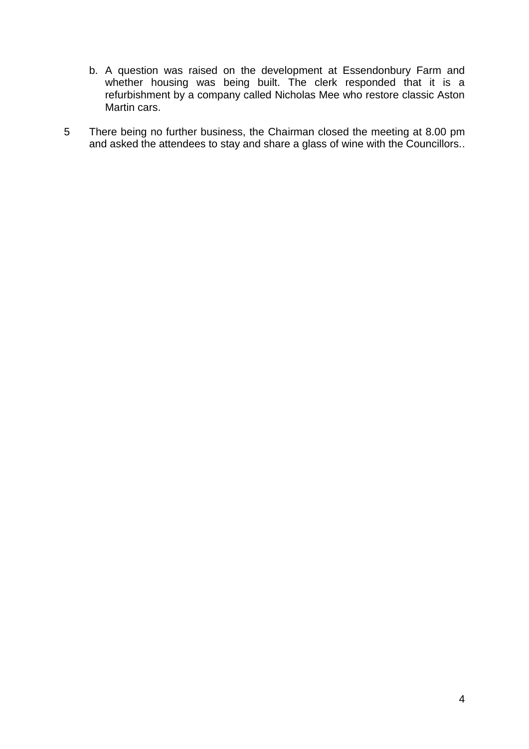b. A question was raised on the development at Essendonbury Farm and whether housing was being built. The clerk responded that it is a refurbishment by a company called Nicholas Mee who restore classic Aston Martin cars.

5 There being no further business, the Chairman closed the meeting at 8.00 pm and asked the attendees to stay and share a glass of wine with the Councillors..